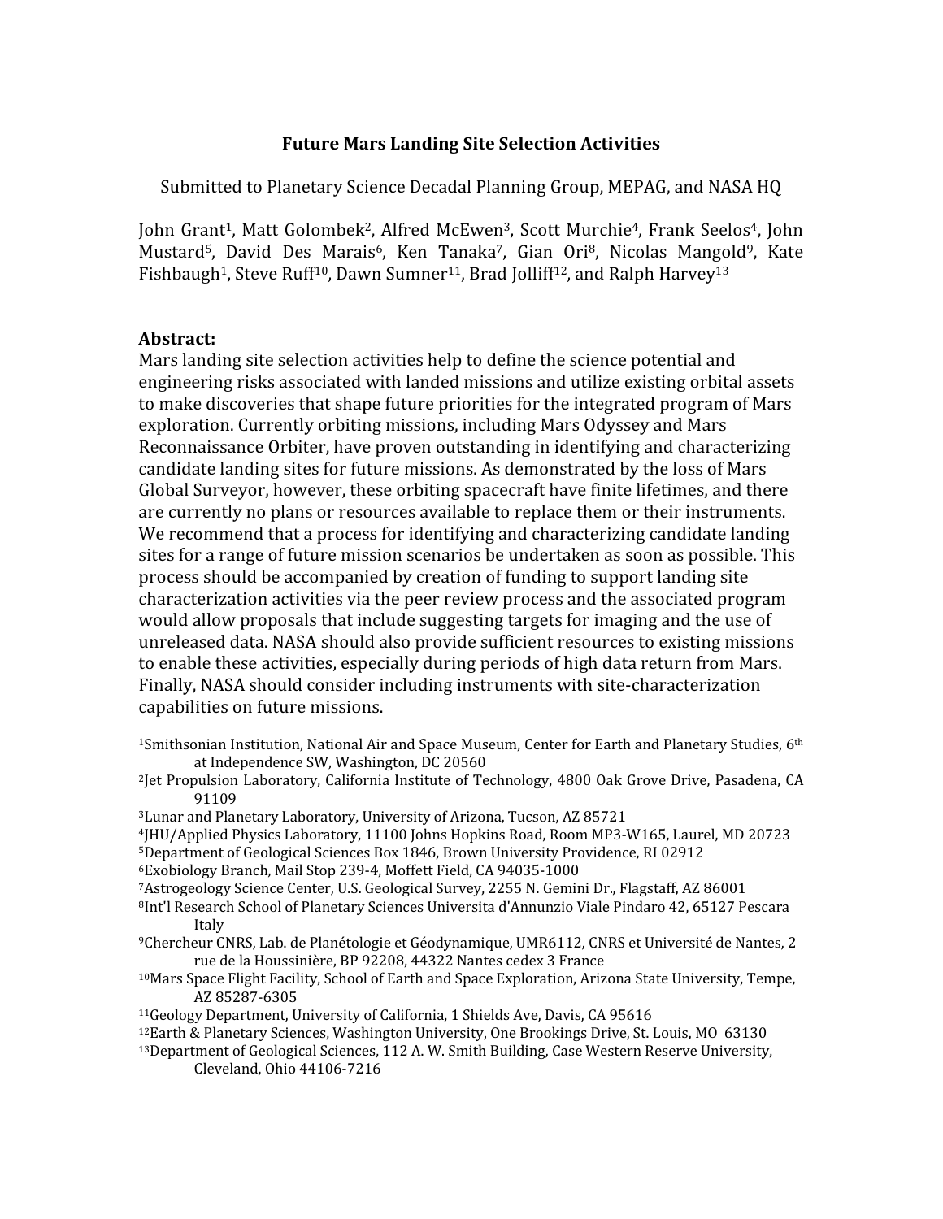# Future Mars Landing Site Selection Activities

Submitted to Planetary Science Decadal Planning Group, MEPAG, and NASA HQ

John Grant[1], Matt Golombek[2], Alfred McEwen[3], Scott Murchie[4], Frank Seelos[4], John Mustard[5], David Des Marais[6], Ken Tanaka[7], Gian Ori[8], Nicolas Mangold[9], Kate Fishbaugh[1], Steve Ruff[10], Dawn Sumner[11], Brad Jolliff[12], and Ralph Harvey[13]

## Abstract:

Mars landing site selection activities help to define the science potential and engineering risks associated with landed missions and utilize existing orbital assets to make discoveries that shape future priorities for the integrated program of Mars exploration. Currently orbiting missions, including Mars Odyssey and Mars Reconnaissance Orbiter, have proven outstanding in identifying and characterizing candidate landing sites for future missions. As demonstrated by the loss of Mars Global Surveyor, however, these orbiting spacecraft have finite lifetimes, and there are currently no plans or resources available to replace them or their instruments. We recommend that a process for identifying and characterizing candidate landing sites for a range of future mission scenarios be undertaken as soon as possible. This process should be accompanied by creation of funding to support landing site characterization activities via the peer review process and the associated program would allow proposals that include suggesting targets for imaging and the use of unreleased data. NASA should also provide sufficient resources to existing missions to enable these activities, especially during periods of high data return from Mars. Finally, NASA should consider including instruments with site-characterization capabilities on future missions.

[1]Smithsonian Institution, National Air and Space Museum, Center for Earth and Planetary Studies, 6th at Independence SW, Washington, DC 20560
[2]Jet Propulsion Laboratory, California Institute of Technology, 4800 Oak Grove Drive, Pasadena, CA 91109
[3]Lunar and Planetary Laboratory, University of Arizona, Tucson, AZ 85721
[4]JHU/Applied Physics Laboratory, 11100 Johns Hopkins Road, Room MP3-W165, Laurel, MD 20723
[5]Department of Geological Sciences Box 1846, Brown University Providence, RI 02912
[6]Exobiology Branch, Mail Stop 239-4, Moffett Field, CA 94035-1000
[7]Astrogeology Science Center, U.S. Geological Survey, 2255 N. Gemini Dr., Flagstaff, AZ 86001
[8]Int'l Research School of Planetary Sciences Universita d'Annunzio Viale Pindaro 42, 65127 Pescara Italy
[9]Chercheur CNRS, Lab. de Planétologie et Géodynamique, UMR6112, CNRS et Université de Nantes, 2 rue de la Houssinière, BP 92208, 44322 Nantes cedex 3 France
[10]Mars Space Flight Facility, School of Earth and Space Exploration, Arizona State University, Tempe, AZ 85287-6305
[11]Geology Department, University of California, 1 Shields Ave, Davis, CA 95616
[12]Earth & Planetary Sciences, Washington University, One Brookings Drive, St. Louis, MO 63130
[13]Department of Geological Sciences, 112 A. W. Smith Building, Case Western Reserve University, Cleveland, Ohio 44106-7216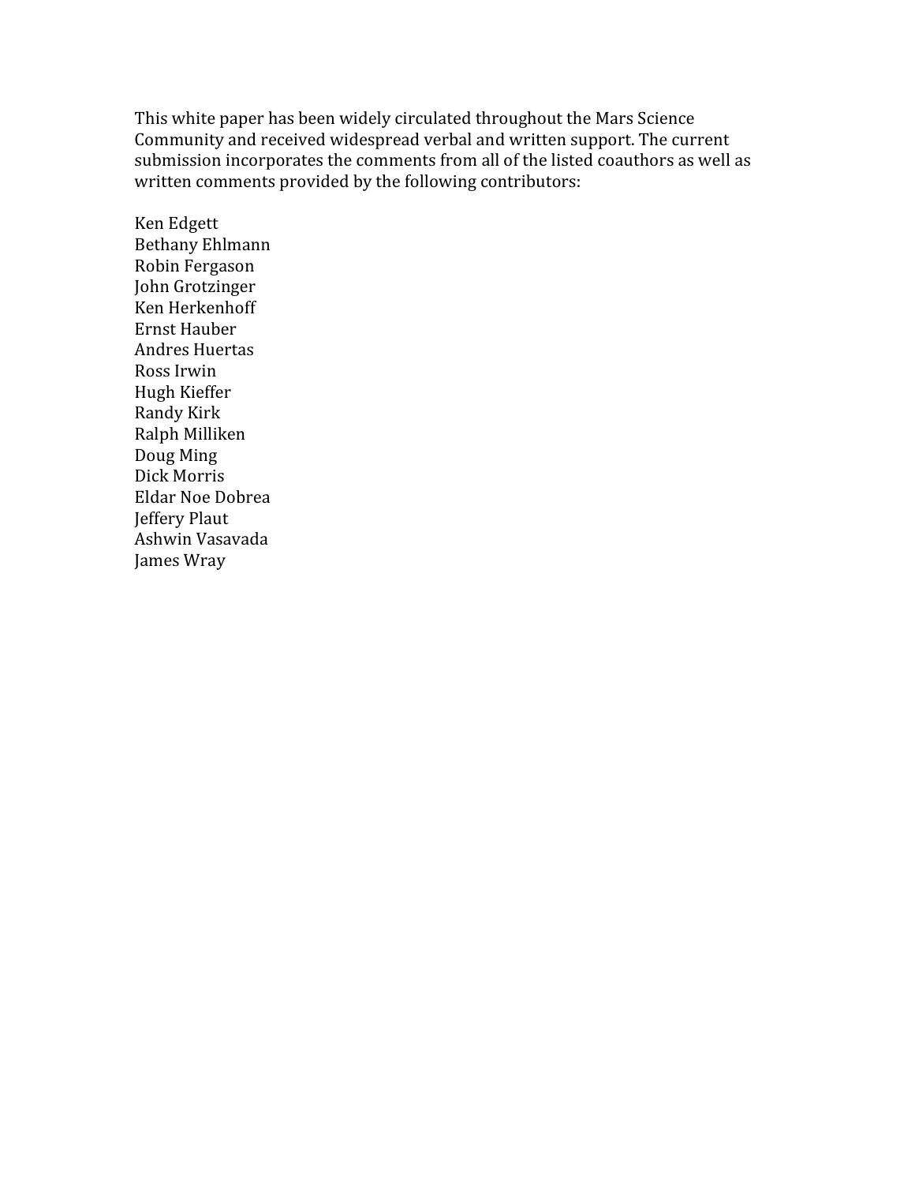This white paper has been widely circulated throughout the Mars Science Community and received widespread verbal and written support. The current submission incorporates the comments from all of the listed coauthors as well as written comments provided by the following contributors:

Ken Edgett
Bethany Ehlmann
Robin Fergason
John Grotzinger
Ken Herkenhoff
Ernst Hauber
Andres Huertas
Ross Irwin
Hugh Kieffer
Randy Kirk
Ralph Milliken
Doug Ming
Dick Morris
Eldar Noe Dobrea
Jeffery Plaut
Ashwin Vasavada
James Wray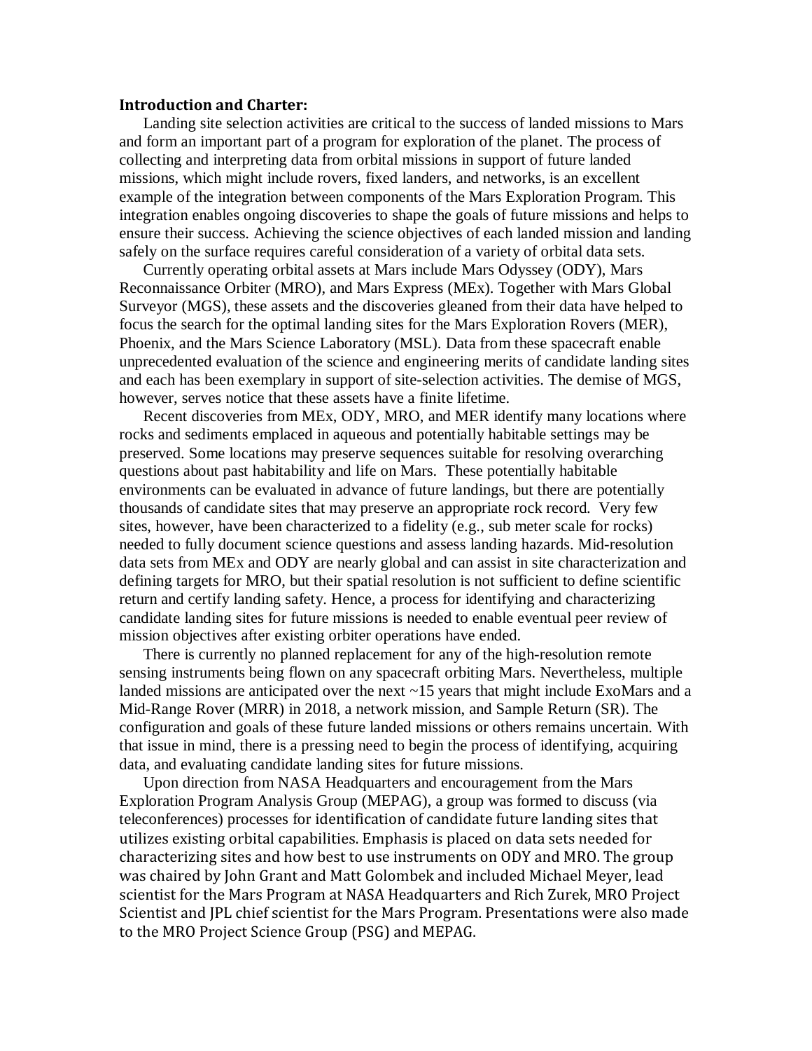**Introduction and Charter:**

Landing site selection activities are critical to the success of landed missions to Mars and form an important part of a program for exploration of the planet. The process of collecting and interpreting data from orbital missions in support of future landed missions, which might include rovers, fixed landers, and networks, is an excellent example of the integration between components of the Mars Exploration Program. This integration enables ongoing discoveries to shape the goals of future missions and helps to ensure their success. Achieving the science objectives of each landed mission and landing safely on the surface requires careful consideration of a variety of orbital data sets.

Currently operating orbital assets at Mars include Mars Odyssey (ODY), Mars Reconnaissance Orbiter (MRO), and Mars Express (MEx). Together with Mars Global Surveyor (MGS), these assets and the discoveries gleaned from their data have helped to focus the search for the optimal landing sites for the Mars Exploration Rovers (MER), Phoenix, and the Mars Science Laboratory (MSL). Data from these spacecraft enable unprecedented evaluation of the science and engineering merits of candidate landing sites and each has been exemplary in support of site-selection activities. The demise of MGS, however, serves notice that these assets have a finite lifetime.

Recent discoveries from MEx, ODY, MRO, and MER identify many locations where rocks and sediments emplaced in aqueous and potentially habitable settings may be preserved. Some locations may preserve sequences suitable for resolving overarching questions about past habitability and life on Mars. These potentially habitable environments can be evaluated in advance of future landings, but there are potentially thousands of candidate sites that may preserve an appropriate rock record. Very few sites, however, have been characterized to a fidelity (e.g., sub meter scale for rocks) needed to fully document science questions and assess landing hazards. Mid-resolution data sets from MEx and ODY are nearly global and can assist in site characterization and defining targets for MRO, but their spatial resolution is not sufficient to define scientific return and certify landing safety. Hence, a process for identifying and characterizing candidate landing sites for future missions is needed to enable eventual peer review of mission objectives after existing orbiter operations have ended.

There is currently no planned replacement for any of the high-resolution remote sensing instruments being flown on any spacecraft orbiting Mars. Nevertheless, multiple landed missions are anticipated over the next ~15 years that might include ExoMars and a Mid-Range Rover (MRR) in 2018, a network mission, and Sample Return (SR). The configuration and goals of these future landed missions or others remains uncertain. With that issue in mind, there is a pressing need to begin the process of identifying, acquiring data, and evaluating candidate landing sites for future missions.

Upon direction from NASA Headquarters and encouragement from the Mars Exploration Program Analysis Group (MEPAG), a group was formed to discuss (via teleconferences) processes for identification of candidate future landing sites that utilizes existing orbital capabilities. Emphasis is placed on data sets needed for characterizing sites and how best to use instruments on ODY and MRO. The group was chaired by John Grant and Matt Golombek and included Michael Meyer, lead scientist for the Mars Program at NASA Headquarters and Rich Zurek, MRO Project Scientist and JPL chief scientist for the Mars Program. Presentations were also made to the MRO Project Science Group (PSG) and MEPAG.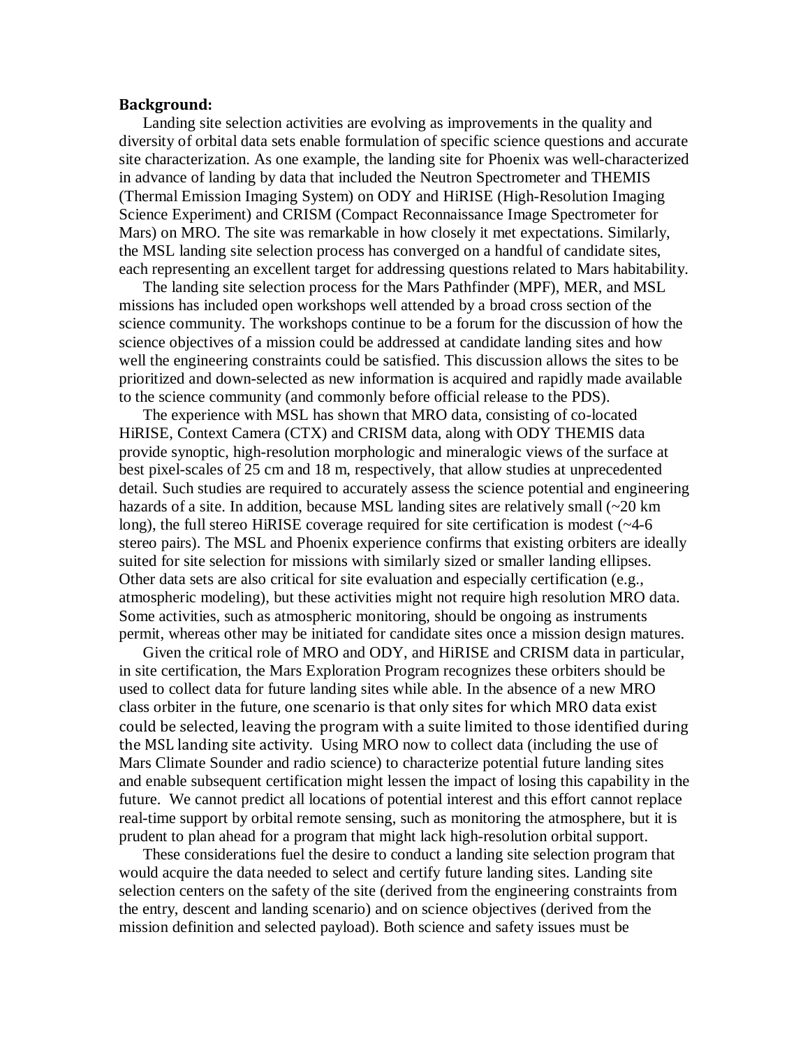**Background:**

Landing site selection activities are evolving as improvements in the quality and diversity of orbital data sets enable formulation of specific science questions and accurate site characterization. As one example, the landing site for Phoenix was well-characterized in advance of landing by data that included the Neutron Spectrometer and THEMIS (Thermal Emission Imaging System) on ODY and HiRISE (High-Resolution Imaging Science Experiment) and CRISM (Compact Reconnaissance Image Spectrometer for Mars) on MRO. The site was remarkable in how closely it met expectations. Similarly, the MSL landing site selection process has converged on a handful of candidate sites, each representing an excellent target for addressing questions related to Mars habitability.

The landing site selection process for the Mars Pathfinder (MPF), MER, and MSL missions has included open workshops well attended by a broad cross section of the science community. The workshops continue to be a forum for the discussion of how the science objectives of a mission could be addressed at candidate landing sites and how well the engineering constraints could be satisfied. This discussion allows the sites to be prioritized and down-selected as new information is acquired and rapidly made available to the science community (and commonly before official release to the PDS).

The experience with MSL has shown that MRO data, consisting of co-located HiRISE, Context Camera (CTX) and CRISM data, along with ODY THEMIS data provide synoptic, high-resolution morphologic and mineralogic views of the surface at best pixel-scales of 25 cm and 18 m, respectively, that allow studies at unprecedented detail. Such studies are required to accurately assess the science potential and engineering hazards of a site. In addition, because MSL landing sites are relatively small (~20 km long), the full stereo HiRISE coverage required for site certification is modest (~4-6 stereo pairs). The MSL and Phoenix experience confirms that existing orbiters are ideally suited for site selection for missions with similarly sized or smaller landing ellipses. Other data sets are also critical for site evaluation and especially certification (e.g., atmospheric modeling), but these activities might not require high resolution MRO data. Some activities, such as atmospheric monitoring, should be ongoing as instruments permit, whereas other may be initiated for candidate sites once a mission design matures.

Given the critical role of MRO and ODY, and HiRISE and CRISM data in particular, in site certification, the Mars Exploration Program recognizes these orbiters should be used to collect data for future landing sites while able. In the absence of a new MRO class orbiter in the future, one scenario is that only sites for which MRO data exist could be selected, leaving the program with a suite limited to those identified during the MSL landing site activity. Using MRO now to collect data (including the use of Mars Climate Sounder and radio science) to characterize potential future landing sites and enable subsequent certification might lessen the impact of losing this capability in the future. We cannot predict all locations of potential interest and this effort cannot replace real-time support by orbital remote sensing, such as monitoring the atmosphere, but it is prudent to plan ahead for a program that might lack high-resolution orbital support.

These considerations fuel the desire to conduct a landing site selection program that would acquire the data needed to select and certify future landing sites. Landing site selection centers on the safety of the site (derived from the engineering constraints from the entry, descent and landing scenario) and on science objectives (derived from the mission definition and selected payload). Both science and safety issues must be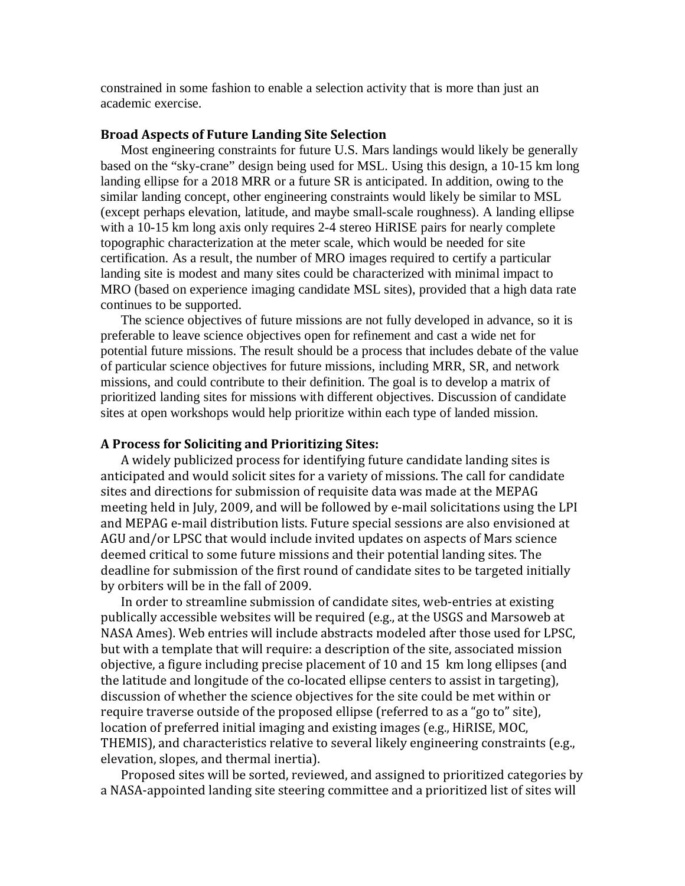constrained in some fashion to enable a selection activity that is more than just an academic exercise.

**Broad Aspects of Future Landing Site Selection**

Most engineering constraints for future U.S. Mars landings would likely be generally based on the "sky-crane" design being used for MSL. Using this design, a 10-15 km long landing ellipse for a 2018 MRR or a future SR is anticipated. In addition, owing to the similar landing concept, other engineering constraints would likely be similar to MSL (except perhaps elevation, latitude, and maybe small-scale roughness). A landing ellipse with a 10-15 km long axis only requires 2-4 stereo HiRISE pairs for nearly complete topographic characterization at the meter scale, which would be needed for site certification. As a result, the number of MRO images required to certify a particular landing site is modest and many sites could be characterized with minimal impact to MRO (based on experience imaging candidate MSL sites), provided that a high data rate continues to be supported.

The science objectives of future missions are not fully developed in advance, so it is preferable to leave science objectives open for refinement and cast a wide net for potential future missions. The result should be a process that includes debate of the value of particular science objectives for future missions, including MRR, SR, and network missions, and could contribute to their definition. The goal is to develop a matrix of prioritized landing sites for missions with different objectives. Discussion of candidate sites at open workshops would help prioritize within each type of landed mission.

**A Process for Soliciting and Prioritizing Sites:**

A widely publicized process for identifying future candidate landing sites is anticipated and would solicit sites for a variety of missions. The call for candidate sites and directions for submission of requisite data was made at the MEPAG meeting held in July, 2009, and will be followed by e-mail solicitations using the LPI and MEPAG e-mail distribution lists. Future special sessions are also envisioned at AGU and/or LPSC that would include invited updates on aspects of Mars science deemed critical to some future missions and their potential landing sites. The deadline for submission of the first round of candidate sites to be targeted initially by orbiters will be in the fall of 2009.

In order to streamline submission of candidate sites, web-entries at existing publically accessible websites will be required (e.g., at the USGS and Marsoweb at NASA Ames). Web entries will include abstracts modeled after those used for LPSC, but with a template that will require: a description of the site, associated mission objective, a figure including precise placement of 10 and 15 km long ellipses (and the latitude and longitude of the co-located ellipse centers to assist in targeting), discussion of whether the science objectives for the site could be met within or require traverse outside of the proposed ellipse (referred to as a "go to" site), location of preferred initial imaging and existing images (e.g., HiRISE, MOC, THEMIS), and characteristics relative to several likely engineering constraints (e.g., elevation, slopes, and thermal inertia).

Proposed sites will be sorted, reviewed, and assigned to prioritized categories by a NASA-appointed landing site steering committee and a prioritized list of sites will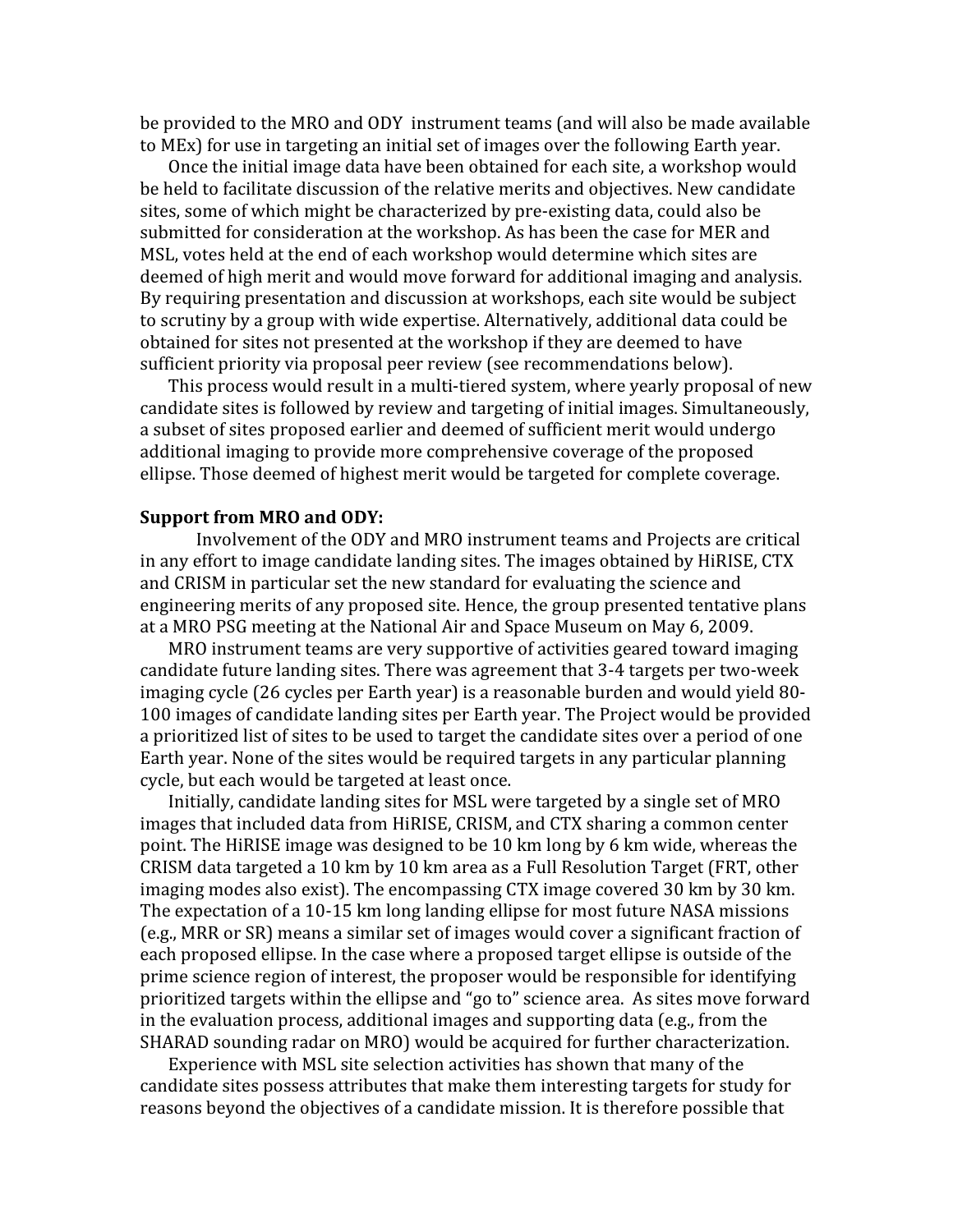be provided to the MRO and ODY instrument teams (and will also be made available to MEx) for use in targeting an initial set of images over the following Earth year.

Once the initial image data have been obtained for each site, a workshop would be held to facilitate discussion of the relative merits and objectives. New candidate sites, some of which might be characterized by pre-existing data, could also be submitted for consideration at the workshop. As has been the case for MER and MSL, votes held at the end of each workshop would determine which sites are deemed of high merit and would move forward for additional imaging and analysis. By requiring presentation and discussion at workshops, each site would be subject to scrutiny by a group with wide expertise. Alternatively, additional data could be obtained for sites not presented at the workshop if they are deemed to have sufficient priority via proposal peer review (see recommendations below).

This process would result in a multi-tiered system, where yearly proposal of new candidate sites is followed by review and targeting of initial images. Simultaneously, a subset of sites proposed earlier and deemed of sufficient merit would undergo additional imaging to provide more comprehensive coverage of the proposed ellipse. Those deemed of highest merit would be targeted for complete coverage.

**Support from MRO and ODY:**

Involvement of the ODY and MRO instrument teams and Projects are critical in any effort to image candidate landing sites. The images obtained by HiRISE, CTX and CRISM in particular set the new standard for evaluating the science and engineering merits of any proposed site. Hence, the group presented tentative plans at a MRO PSG meeting at the National Air and Space Museum on May 6, 2009.

MRO instrument teams are very supportive of activities geared toward imaging candidate future landing sites. There was agreement that 3-4 targets per two-week imaging cycle (26 cycles per Earth year) is a reasonable burden and would yield 80-100 images of candidate landing sites per Earth year. The Project would be provided a prioritized list of sites to be used to target the candidate sites over a period of one Earth year. None of the sites would be required targets in any particular planning cycle, but each would be targeted at least once.

Initially, candidate landing sites for MSL were targeted by a single set of MRO images that included data from HiRISE, CRISM, and CTX sharing a common center point. The HiRISE image was designed to be 10 km long by 6 km wide, whereas the CRISM data targeted a 10 km by 10 km area as a Full Resolution Target (FRT, other imaging modes also exist). The encompassing CTX image covered 30 km by 30 km. The expectation of a 10-15 km long landing ellipse for most future NASA missions (e.g., MRR or SR) means a similar set of images would cover a significant fraction of each proposed ellipse. In the case where a proposed target ellipse is outside of the prime science region of interest, the proposer would be responsible for identifying prioritized targets within the ellipse and "go to" science area. As sites move forward in the evaluation process, additional images and supporting data (e.g., from the SHARAD sounding radar on MRO) would be acquired for further characterization.

Experience with MSL site selection activities has shown that many of the candidate sites possess attributes that make them interesting targets for study for reasons beyond the objectives of a candidate mission. It is therefore possible that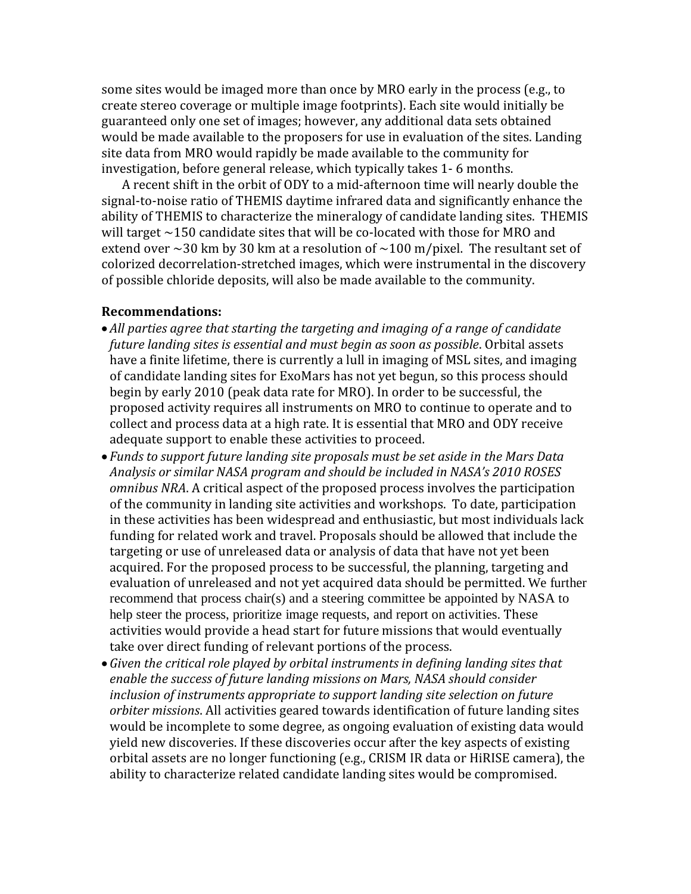some sites would be imaged more than once by MRO early in the process (e.g., to create stereo coverage or multiple image footprints). Each site would initially be guaranteed only one set of images; however, any additional data sets obtained would be made available to the proposers for use in evaluation of the sites. Landing site data from MRO would rapidly be made available to the community for investigation, before general release, which typically takes 1- 6 months.

A recent shift in the orbit of ODY to a mid-afternoon time will nearly double the signal-to-noise ratio of THEMIS daytime infrared data and significantly enhance the ability of THEMIS to characterize the mineralogy of candidate landing sites. THEMIS will target ~150 candidate sites that will be co-located with those for MRO and extend over ~30 km by 30 km at a resolution of ~100 m/pixel. The resultant set of colorized decorrelation-stretched images, which were instrumental in the discovery of possible chloride deposits, will also be made available to the community.

**Recommendations:**

- *All parties agree that starting the targeting and imaging of a range of candidate future landing sites is essential and must begin as soon as possible*. Orbital assets have a finite lifetime, there is currently a lull in imaging of MSL sites, and imaging of candidate landing sites for ExoMars has not yet begun, so this process should begin by early 2010 (peak data rate for MRO). In order to be successful, the proposed activity requires all instruments on MRO to continue to operate and to collect and process data at a high rate. It is essential that MRO and ODY receive adequate support to enable these activities to proceed.
- *Funds to support future landing site proposals must be set aside in the Mars Data Analysis or similar NASA program and should be included in NASA's 2010 ROSES omnibus NRA*. A critical aspect of the proposed process involves the participation of the community in landing site activities and workshops. To date, participation in these activities has been widespread and enthusiastic, but most individuals lack funding for related work and travel. Proposals should be allowed that include the targeting or use of unreleased data or analysis of data that have not yet been acquired. For the proposed process to be successful, the planning, targeting and evaluation of unreleased and not yet acquired data should be permitted. We further recommend that process chair(s) and a steering committee be appointed by NASA to help steer the process, prioritize image requests, and report on activities. These activities would provide a head start for future missions that would eventually take over direct funding of relevant portions of the process.
- *Given the critical role played by orbital instruments in defining landing sites that enable the success of future landing missions on Mars, NASA should consider inclusion of instruments appropriate to support landing site selection on future orbiter missions*. All activities geared towards identification of future landing sites would be incomplete to some degree, as ongoing evaluation of existing data would yield new discoveries. If these discoveries occur after the key aspects of existing orbital assets are no longer functioning (e.g., CRISM IR data or HiRISE camera), the ability to characterize related candidate landing sites would be compromised.